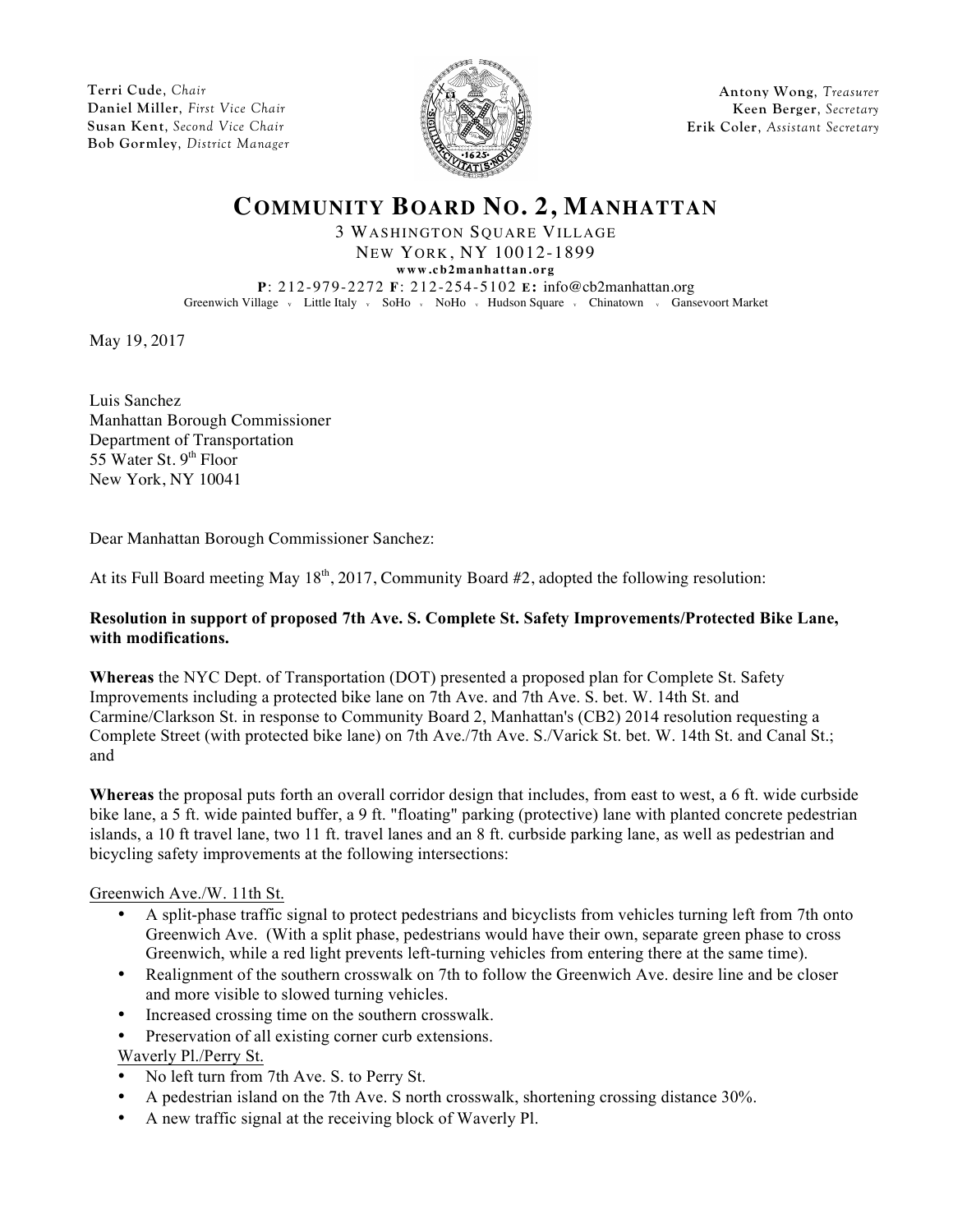**Terri Cude**, *Chair*
**Daniel Miller**, *First Vice Chair*
**Susan Kent**, *Second Vice Chair*
**Bob Gormley**, *District Manager*

**Antony Wong**, *Treasurer*
**Keen Berger**, *Secretary*
**Erik Coler**, *Assistant Secretary*

# COMMUNITY BOARD NO. 2, MANHATTAN

3 WASHINGTON SQUARE VILLAGE
NEW YORK, NY 10012-1899
**www.cb2manhattan.org**
**P**: 212-979-2272 **F**: 212-254-5102 **E:** info@cb2manhattan.org
Greenwich Village • Little Italy • SoHo • NoHo • Hudson Square • Chinatown • Gansevoort Market

May 19, 2017

Luis Sanchez
Manhattan Borough Commissioner
Department of Transportation
55 Water St. 9th Floor
New York, NY 10041

Dear Manhattan Borough Commissioner Sanchez:

At its Full Board meeting May 18th, 2017, Community Board #2, adopted the following resolution:

**Resolution in support of proposed 7th Ave. S. Complete St. Safety Improvements/Protected Bike Lane, with modifications.**

**Whereas** the NYC Dept. of Transportation (DOT) presented a proposed plan for Complete St. Safety Improvements including a protected bike lane on 7th Ave. and 7th Ave. S. bet. W. 14th St. and Carmine/Clarkson St. in response to Community Board 2, Manhattan's (CB2) 2014 resolution requesting a Complete Street (with protected bike lane) on 7th Ave./7th Ave. S./Varick St. bet. W. 14th St. and Canal St.; and

**Whereas** the proposal puts forth an overall corridor design that includes, from east to west, a 6 ft. wide curbside bike lane, a 5 ft. wide painted buffer, a 9 ft. "floating" parking (protective) lane with planted concrete pedestrian islands, a 10 ft travel lane, two 11 ft. travel lanes and an 8 ft. curbside parking lane, as well as pedestrian and bicycling safety improvements at the following intersections:

Greenwich Ave./W. 11th St.

- A split-phase traffic signal to protect pedestrians and bicyclists from vehicles turning left from 7th onto Greenwich Ave. (With a split phase, pedestrians would have their own, separate green phase to cross Greenwich, while a red light prevents left-turning vehicles from entering there at the same time).
- Realignment of the southern crosswalk on 7th to follow the Greenwich Ave. desire line and be closer and more visible to slowed turning vehicles.
- Increased crossing time on the southern crosswalk.
- Preservation of all existing corner curb extensions.

Waverly Pl./Perry St.

- No left turn from 7th Ave. S. to Perry St.
- A pedestrian island on the 7th Ave. S north crosswalk, shortening crossing distance 30%.
- A new traffic signal at the receiving block of Waverly Pl.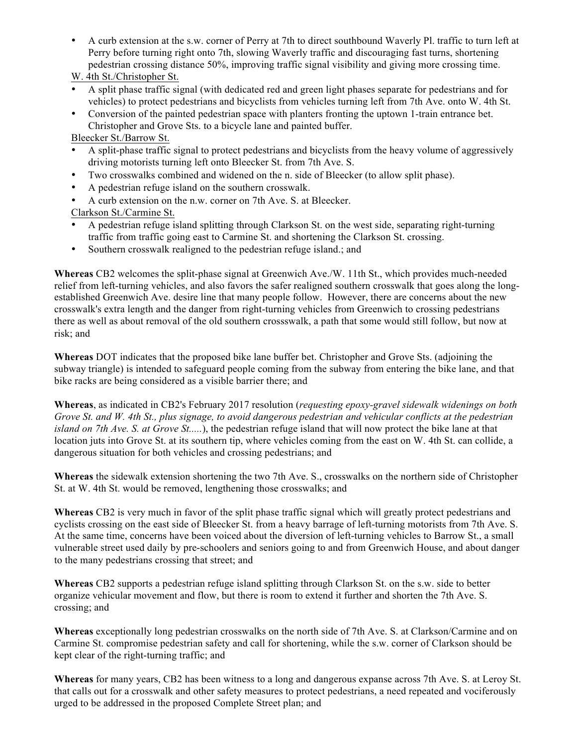- A curb extension at the s.w. corner of Perry at 7th to direct southbound Waverly Pl. traffic to turn left at Perry before turning right onto 7th, slowing Waverly traffic and discouraging fast turns, shortening pedestrian crossing distance 50%, improving traffic signal visibility and giving more crossing time.

W. 4th St./Christopher St.

- A split phase traffic signal (with dedicated red and green light phases separate for pedestrians and for vehicles) to protect pedestrians and bicyclists from vehicles turning left from 7th Ave. onto W. 4th St.
- Conversion of the painted pedestrian space with planters fronting the uptown 1-train entrance bet. Christopher and Grove Sts. to a bicycle lane and painted buffer.

Bleecker St./Barrow St.

- A split-phase traffic signal to protect pedestrians and bicyclists from the heavy volume of aggressively driving motorists turning left onto Bleecker St. from 7th Ave. S.
- Two crosswalks combined and widened on the n. side of Bleecker (to allow split phase).
- A pedestrian refuge island on the southern crosswalk.
- A curb extension on the n.w. corner on 7th Ave. S. at Bleecker.

Clarkson St./Carmine St.

- A pedestrian refuge island splitting through Clarkson St. on the west side, separating right-turning traffic from traffic going east to Carmine St. and shortening the Clarkson St. crossing.
- Southern crosswalk realigned to the pedestrian refuge island.; and

**Whereas** CB2 welcomes the split-phase signal at Greenwich Ave./W. 11th St., which provides much-needed relief from left-turning vehicles, and also favors the safer realigned southern crosswalk that goes along the long-established Greenwich Ave. desire line that many people follow. However, there are concerns about the new crosswalk's extra length and the danger from right-turning vehicles from Greenwich to crossing pedestrians there as well as about removal of the old southern crossswalk, a path that some would still follow, but now at risk; and

**Whereas** DOT indicates that the proposed bike lane buffer bet. Christopher and Grove Sts. (adjoining the subway triangle) is intended to safeguard people coming from the subway from entering the bike lane, and that bike racks are being considered as a visible barrier there; and

**Whereas**, as indicated in CB2's February 2017 resolution (*requesting epoxy-gravel sidewalk widenings on both Grove St. and W. 4th St., plus signage, to avoid dangerous pedestrian and vehicular conflicts at the pedestrian island on 7th Ave. S. at Grove St.....*), the pedestrian refuge island that will now protect the bike lane at that location juts into Grove St. at its southern tip, where vehicles coming from the east on W. 4th St. can collide, a dangerous situation for both vehicles and crossing pedestrians; and

**Whereas** the sidewalk extension shortening the two 7th Ave. S., crosswalks on the northern side of Christopher St. at W. 4th St. would be removed, lengthening those crosswalks; and

**Whereas** CB2 is very much in favor of the split phase traffic signal which will greatly protect pedestrians and cyclists crossing on the east side of Bleecker St. from a heavy barrage of left-turning motorists from 7th Ave. S. At the same time, concerns have been voiced about the diversion of left-turning vehicles to Barrow St., a small vulnerable street used daily by pre-schoolers and seniors going to and from Greenwich House, and about danger to the many pedestrians crossing that street; and

**Whereas** CB2 supports a pedestrian refuge island splitting through Clarkson St. on the s.w. side to better organize vehicular movement and flow, but there is room to extend it further and shorten the 7th Ave. S. crossing; and

**Whereas** exceptionally long pedestrian crosswalks on the north side of 7th Ave. S. at Clarkson/Carmine and on Carmine St. compromise pedestrian safety and call for shortening, while the s.w. corner of Clarkson should be kept clear of the right-turning traffic; and

**Whereas** for many years, CB2 has been witness to a long and dangerous expanse across 7th Ave. S. at Leroy St. that calls out for a crosswalk and other safety measures to protect pedestrians, a need repeated and vociferously urged to be addressed in the proposed Complete Street plan; and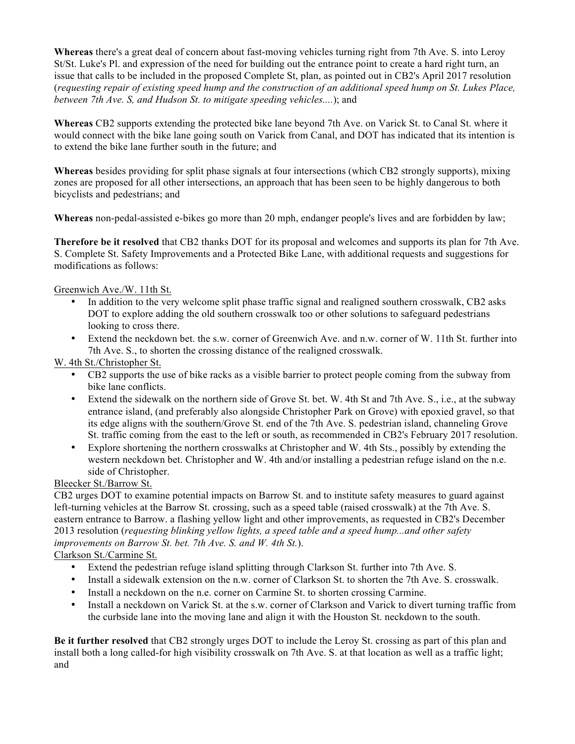**Whereas** there's a great deal of concern about fast-moving vehicles turning right from 7th Ave. S. into Leroy St/St. Luke's Pl. and expression of the need for building out the entrance point to create a hard right turn, an issue that calls to be included in the proposed Complete St, plan, as pointed out in CB2's April 2017 resolution (*requesting repair of existing speed hump and the construction of an additional speed hump on St. Lukes Place, between 7th Ave. S, and Hudson St. to mitigate speeding vehicles....*); and

**Whereas** CB2 supports extending the protected bike lane beyond 7th Ave. on Varick St. to Canal St. where it would connect with the bike lane going south on Varick from Canal, and DOT has indicated that its intention is to extend the bike lane further south in the future; and

**Whereas** besides providing for split phase signals at four intersections (which CB2 strongly supports), mixing zones are proposed for all other intersections, an approach that has been seen to be highly dangerous to both bicyclists and pedestrians; and

**Whereas** non-pedal-assisted e-bikes go more than 20 mph, endanger people's lives and are forbidden by law;

**Therefore be it resolved** that CB2 thanks DOT for its proposal and welcomes and supports its plan for 7th Ave. S. Complete St. Safety Improvements and a Protected Bike Lane, with additional requests and suggestions for modifications as follows:

<u>Greenwich Ave./W. 11th St.</u>

- In addition to the very welcome split phase traffic signal and realigned southern crosswalk, CB2 asks DOT to explore adding the old southern crosswalk too or other solutions to safeguard pedestrians looking to cross there.
- Extend the neckdown bet. the s.w. corner of Greenwich Ave. and n.w. corner of W. 11th St. further into 7th Ave. S., to shorten the crossing distance of the realigned crosswalk.

<u>W. 4th St./Christopher St.</u>

- CB2 supports the use of bike racks as a visible barrier to protect people coming from the subway from bike lane conflicts.
- Extend the sidewalk on the northern side of Grove St. bet. W. 4th St and 7th Ave. S., i.e., at the subway entrance island, (and preferably also alongside Christopher Park on Grove) with epoxied gravel, so that its edge aligns with the southern/Grove St. end of the 7th Ave. S. pedestrian island, channeling Grove St. traffic coming from the east to the left or south, as recommended in CB2's February 2017 resolution.
- Explore shortening the northern crosswalks at Christopher and W. 4th Sts., possibly by extending the western neckdown bet. Christopher and W. 4th and/or installing a pedestrian refuge island on the n.e. side of Christopher.

<u>Bleecker St./Barrow St.</u>

CB2 urges DOT to examine potential impacts on Barrow St. and to institute safety measures to guard against left-turning vehicles at the Barrow St. crossing, such as a speed table (raised crosswalk) at the 7th Ave. S. eastern entrance to Barrow. a flashing yellow light and other improvements, as requested in CB2's December 2013 resolution (*requesting blinking yellow lights, a speed table and a speed hump...and other safety improvements on Barrow St. bet. 7th Ave. S. and W. 4th St.*).

<u>Clarkson St./Carmine St.</u>

- Extend the pedestrian refuge island splitting through Clarkson St. further into 7th Ave. S.
- Install a sidewalk extension on the n.w. corner of Clarkson St. to shorten the 7th Ave. S. crosswalk.
- Install a neckdown on the n.e. corner on Carmine St. to shorten crossing Carmine.
- Install a neckdown on Varick St. at the s.w. corner of Clarkson and Varick to divert turning traffic from the curbside lane into the moving lane and align it with the Houston St. neckdown to the south.

**Be it further resolved** that CB2 strongly urges DOT to include the Leroy St. crossing as part of this plan and install both a long called-for high visibility crosswalk on 7th Ave. S. at that location as well as a traffic light; and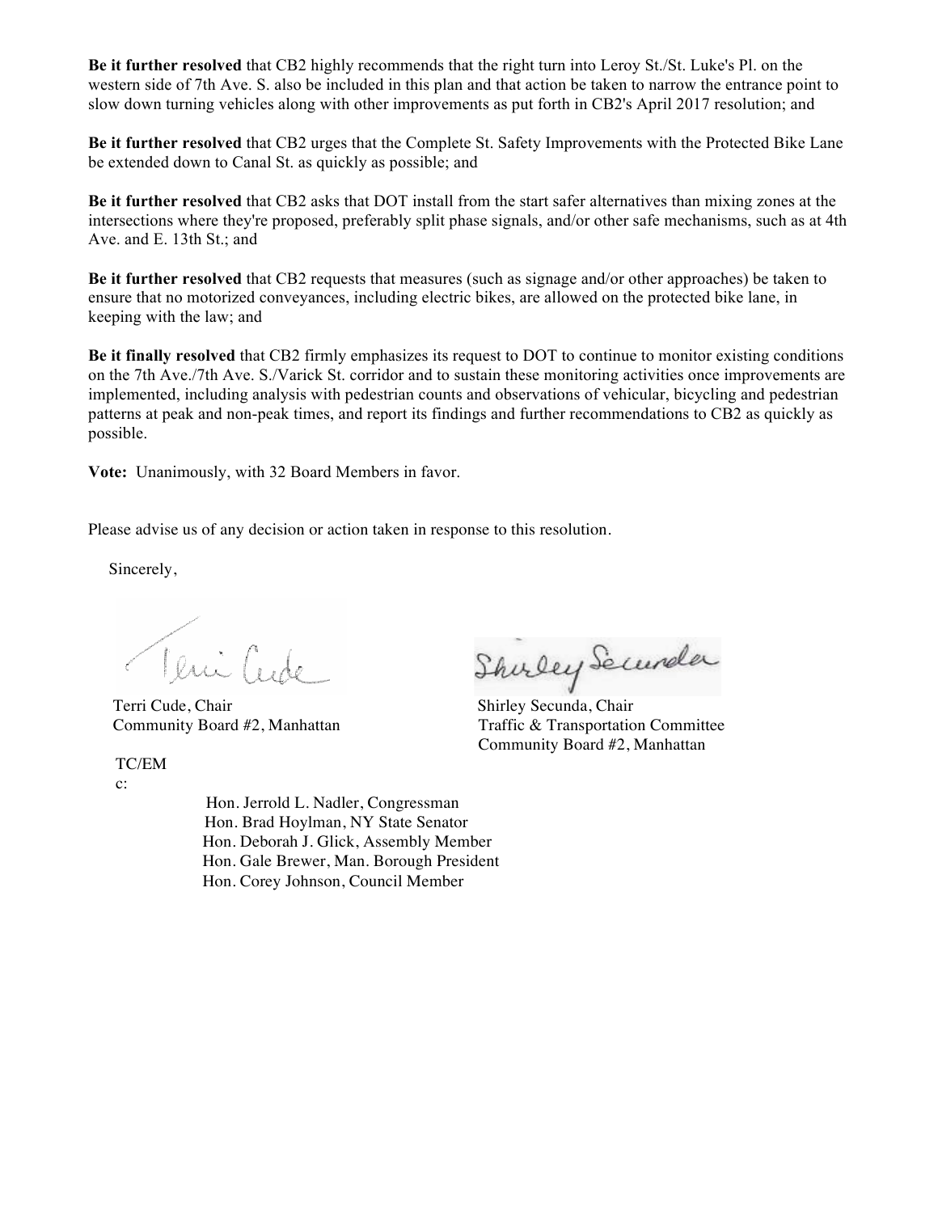**Be it further resolved** that CB2 highly recommends that the right turn into Leroy St./St. Luke's Pl. on the western side of 7th Ave. S. also be included in this plan and that action be taken to narrow the entrance point to slow down turning vehicles along with other improvements as put forth in CB2's April 2017 resolution; and

**Be it further resolved** that CB2 urges that the Complete St. Safety Improvements with the Protected Bike Lane be extended down to Canal St. as quickly as possible; and

**Be it further resolved** that CB2 asks that DOT install from the start safer alternatives than mixing zones at the intersections where they're proposed, preferably split phase signals, and/or other safe mechanisms, such as at 4th Ave. and E. 13th St.; and

**Be it further resolved** that CB2 requests that measures (such as signage and/or other approaches) be taken to ensure that no motorized conveyances, including electric bikes, are allowed on the protected bike lane, in keeping with the law; and

**Be it finally resolved** that CB2 firmly emphasizes its request to DOT to continue to monitor existing conditions on the 7th Ave./7th Ave. S./Varick St. corridor and to sustain these monitoring activities once improvements are implemented, including analysis with pedestrian counts and observations of vehicular, bicycling and pedestrian patterns at peak and non-peak times, and report its findings and further recommendations to CB2 as quickly as possible.

**Vote:** Unanimously, with 32 Board Members in favor.

Please advise us of any decision or action taken in response to this resolution.

Sincerely,

Terri Cude, Chair
Community Board #2, Manhattan

Shirley Secunda, Chair
Traffic & Transportation Committee
Community Board #2, Manhattan

TC/EM
c:

Hon. Jerrold L. Nadler, Congressman
Hon. Brad Hoylman, NY State Senator
Hon. Deborah J. Glick, Assembly Member
Hon. Gale Brewer, Man. Borough President
Hon. Corey Johnson, Council Member